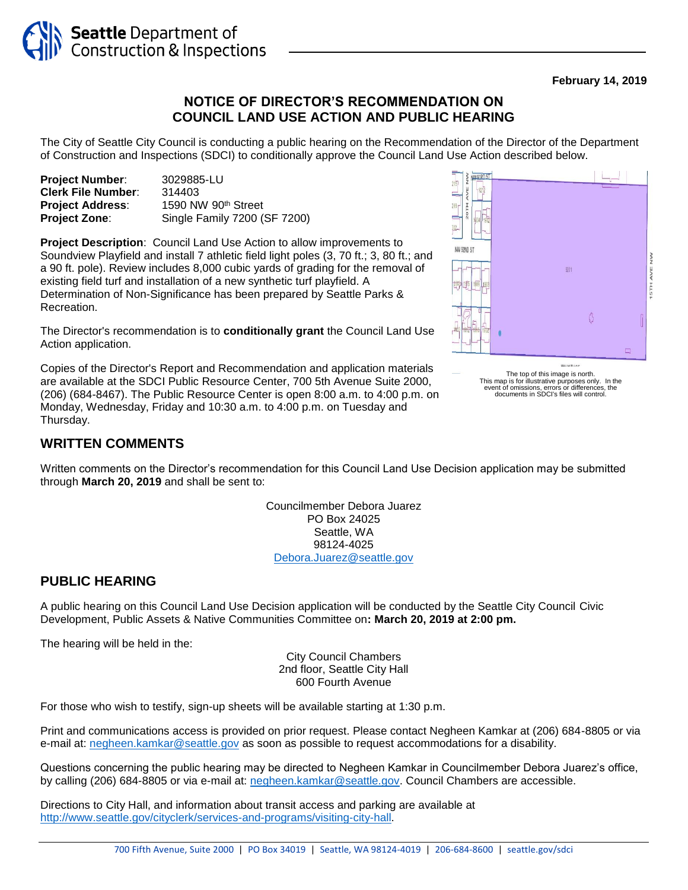Seattle Department of Construction & Inspections

**February 14, 2019**

# NOTICE OF DIRECTOR'S RECOMMENDATION ON COUNCIL LAND USE ACTION AND PUBLIC HEARING

The City of Seattle City Council is conducting a public hearing on the Recommendation of the Director of the Department of Construction and Inspections (SDCI) to conditionally approve the Council Land Use Action described below.

**Project Number**: 3029885-LU
**Clerk File Number**: 314403
**Project Address**: 1590 NW 90th Street
**Project Zone**: Single Family 7200 (SF 7200)

**Project Description**: Council Land Use Action to allow improvements to Soundview Playfield and install 7 athletic field light poles (3, 70 ft.; 3, 80 ft.; and a 90 ft. pole). Review includes 8,000 cubic yards of grading for the removal of existing field turf and installation of a new synthetic turf playfield. A Determination of Non-Significance has been prepared by Seattle Parks & Recreation.

The Director's recommendation is to **conditionally grant** the Council Land Use Action application.

Copies of the Director's Report and Recommendation and application materials are available at the SDCI Public Resource Center, 700 5th Avenue Suite 2000, (206) (684-8467). The Public Resource Center is open 8:00 a.m. to 4:00 p.m. on Monday, Wednesday, Friday and 10:30 a.m. to 4:00 p.m. on Tuesday and Thursday.

The top of this image is north.
This map is for illustrative purposes only. In the event of omissions, errors or differences, the documents in SDCI's files will control.

## WRITTEN COMMENTS

Written comments on the Director's recommendation for this Council Land Use Decision application may be submitted through **March 20, 2019** and shall be sent to:

Councilmember Debora Juarez
PO Box 24025
Seattle, WA
98124-4025
Debora.Juarez@seattle.gov

## PUBLIC HEARING

A public hearing on this Council Land Use Decision application will be conducted by the Seattle City Council Civic Development, Public Assets & Native Communities Committee on**: March 20, 2019 at 2:00 pm.**

The hearing will be held in the:

City Council Chambers
2nd floor, Seattle City Hall
600 Fourth Avenue

For those who wish to testify, sign-up sheets will be available starting at 1:30 p.m.

Print and communications access is provided on prior request. Please contact Negheen Kamkar at (206) 684-8805 or via e-mail at: negheen.kamkar@seattle.gov as soon as possible to request accommodations for a disability.

Questions concerning the public hearing may be directed to Negheen Kamkar in Councilmember Debora Juarez's office, by calling (206) 684-8805 or via e-mail at: negheen.kamkar@seattle.gov. Council Chambers are accessible.

Directions to City Hall, and information about transit access and parking are available at http://www.seattle.gov/cityclerk/services-and-programs/visiting-city-hall.

700 Fifth Avenue, Suite 2000 | PO Box 34019 | Seattle, WA 98124-4019 | 206-684-8600 | seattle.gov/sdci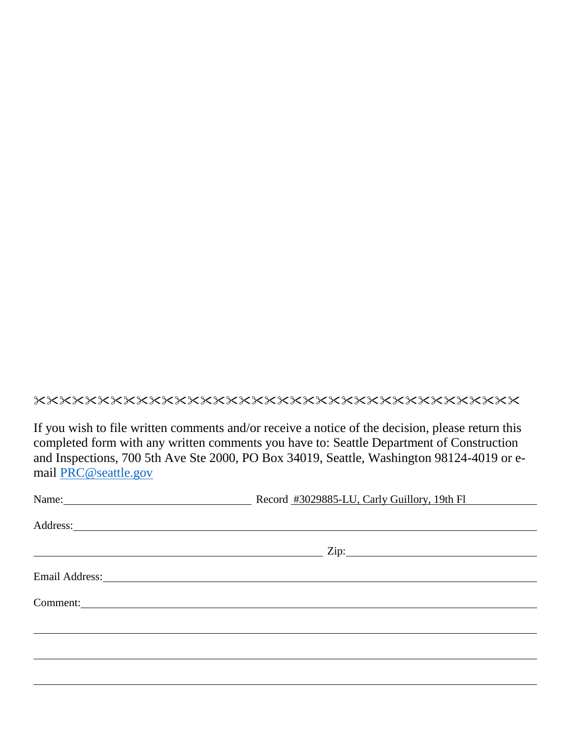✂✂✂✂✂✂✂✂✂✂✂✂✂✂✂✂✂✂✂✂✂✂✂✂✂✂✂✂✂✂✂✂✂✂✂✂✂✂✂✂✂✂✂✂✂

If you wish to file written comments and/or receive a notice of the decision, please return this completed form with any written comments you have to: Seattle Department of Construction and Inspections, 700 5th Ave Ste 2000, PO Box 34019, Seattle, Washington 98124-4019 or e-mail PRC@seattle.gov

Name:\_\_\_\_\_\_\_\_\_\_\_\_\_\_\_\_\_\_\_\_\_\_\_\_\_\_\_\_\_\_ Record #3029885-LU, Carly Guillory, 19th Fl

Address:\_\_\_\_\_\_\_\_\_\_\_\_\_\_\_\_\_\_\_\_\_\_\_\_\_\_\_\_\_\_\_\_\_\_\_\_\_\_\_\_\_\_\_\_\_\_\_\_\_\_\_\_\_\_\_\_

\_\_\_\_\_\_\_\_\_\_\_\_\_\_\_\_\_\_\_\_\_\_\_\_\_\_\_\_\_\_\_\_\_\_\_\_\_\_\_\_\_\_\_ Zip:\_\_\_\_\_\_\_\_\_\_\_\_\_\_\_\_\_\_\_\_\_\_\_\_\_\_\_\_

Email Address:\_\_\_\_\_\_\_\_\_\_\_\_\_\_\_\_\_\_\_\_\_\_\_\_\_\_\_\_\_\_\_\_\_\_\_\_\_\_\_\_\_\_\_\_\_\_\_\_\_\_\_\_

Comment:\_\_\_\_\_\_\_\_\_\_\_\_\_\_\_\_\_\_\_\_\_\_\_\_\_\_\_\_\_\_\_\_\_\_\_\_\_\_\_\_\_\_\_\_\_\_\_\_\_\_\_\_\_\_\_\_